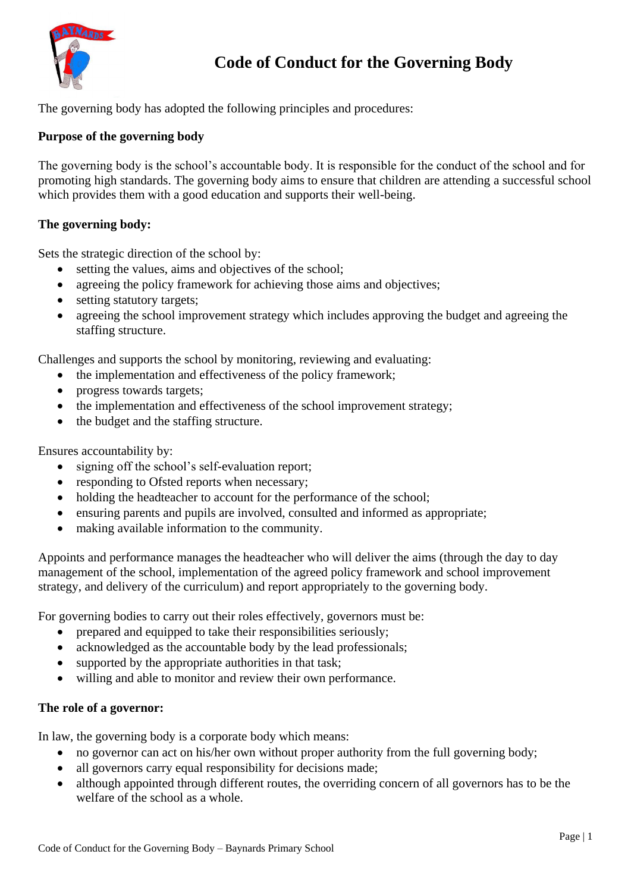# Code of Conduct for the Governing Body

The governing body has adopted the following principles and procedures:

**Purpose of the governing body**

The governing body is the school's accountable body. It is responsible for the conduct of the school and for promoting high standards. The governing body aims to ensure that children are attending a successful school which provides them with a good education and supports their well-being.

**The governing body:**

Sets the strategic direction of the school by:

- setting the values, aims and objectives of the school;
- agreeing the policy framework for achieving those aims and objectives;
- setting statutory targets;
- agreeing the school improvement strategy which includes approving the budget and agreeing the staffing structure.

Challenges and supports the school by monitoring, reviewing and evaluating:

- the implementation and effectiveness of the policy framework;
- progress towards targets;
- the implementation and effectiveness of the school improvement strategy;
- the budget and the staffing structure.

Ensures accountability by:

- signing off the school's self-evaluation report;
- responding to Ofsted reports when necessary;
- holding the headteacher to account for the performance of the school;
- ensuring parents and pupils are involved, consulted and informed as appropriate;
- making available information to the community.

Appoints and performance manages the headteacher who will deliver the aims (through the day to day management of the school, implementation of the agreed policy framework and school improvement strategy, and delivery of the curriculum) and report appropriately to the governing body.

For governing bodies to carry out their roles effectively, governors must be:

- prepared and equipped to take their responsibilities seriously;
- acknowledged as the accountable body by the lead professionals;
- supported by the appropriate authorities in that task;
- willing and able to monitor and review their own performance.

**The role of a governor:**

In law, the governing body is a corporate body which means:

- no governor can act on his/her own without proper authority from the full governing body;
- all governors carry equal responsibility for decisions made;
- although appointed through different routes, the overriding concern of all governors has to be the welfare of the school as a whole.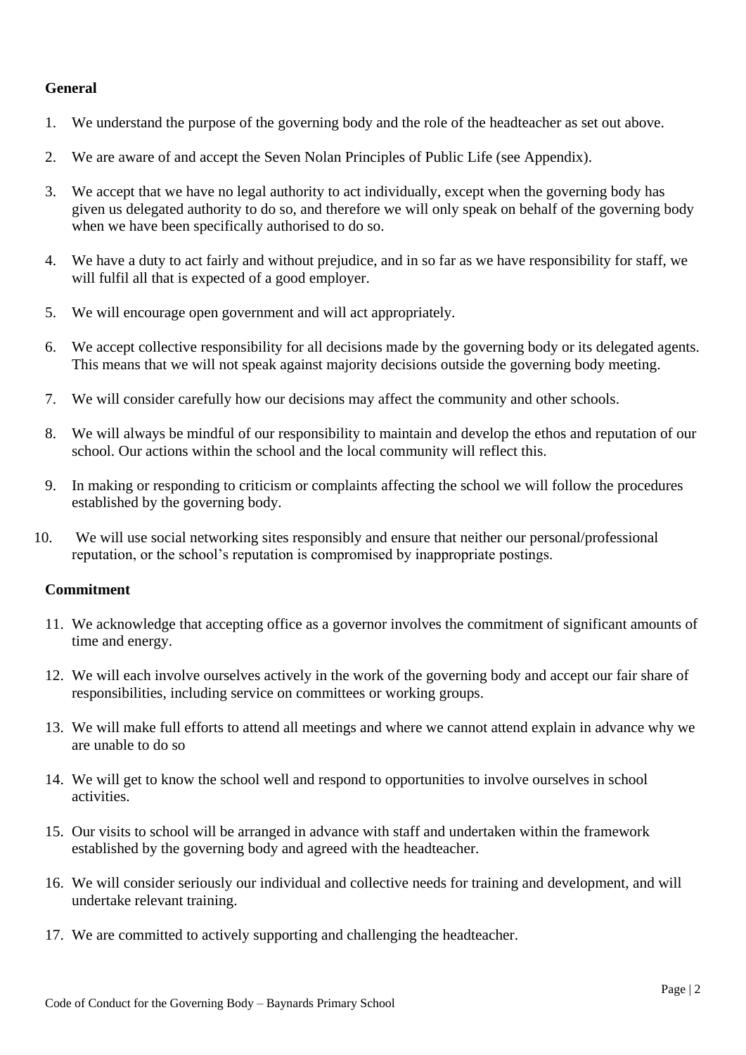**General**

1. We understand the purpose of the governing body and the role of the headteacher as set out above.
2. We are aware of and accept the Seven Nolan Principles of Public Life (see Appendix).
3. We accept that we have no legal authority to act individually, except when the governing body has given us delegated authority to do so, and therefore we will only speak on behalf of the governing body when we have been specifically authorised to do so.
4. We have a duty to act fairly and without prejudice, and in so far as we have responsibility for staff, we will fulfil all that is expected of a good employer.
5. We will encourage open government and will act appropriately.
6. We accept collective responsibility for all decisions made by the governing body or its delegated agents. This means that we will not speak against majority decisions outside the governing body meeting.
7. We will consider carefully how our decisions may affect the community and other schools.
8. We will always be mindful of our responsibility to maintain and develop the ethos and reputation of our school. Our actions within the school and the local community will reflect this.
9. In making or responding to criticism or complaints affecting the school we will follow the procedures established by the governing body.
10. We will use social networking sites responsibly and ensure that neither our personal/professional reputation, or the school's reputation is compromised by inappropriate postings.

**Commitment**

11. We acknowledge that accepting office as a governor involves the commitment of significant amounts of time and energy.
12. We will each involve ourselves actively in the work of the governing body and accept our fair share of responsibilities, including service on committees or working groups.
13. We will make full efforts to attend all meetings and where we cannot attend explain in advance why we are unable to do so
14. We will get to know the school well and respond to opportunities to involve ourselves in school activities.
15. Our visits to school will be arranged in advance with staff and undertaken within the framework established by the governing body and agreed with the headteacher.
16. We will consider seriously our individual and collective needs for training and development, and will undertake relevant training.
17. We are committed to actively supporting and challenging the headteacher.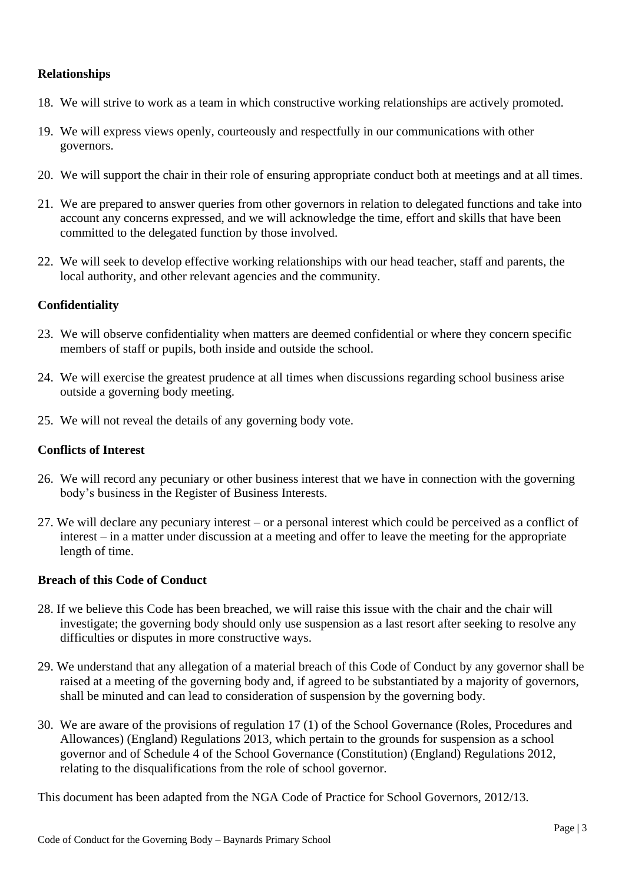**Relationships**

18. We will strive to work as a team in which constructive working relationships are actively promoted.
19. We will express views openly, courteously and respectfully in our communications with other governors.
20. We will support the chair in their role of ensuring appropriate conduct both at meetings and at all times.
21. We are prepared to answer queries from other governors in relation to delegated functions and take into account any concerns expressed, and we will acknowledge the time, effort and skills that have been committed to the delegated function by those involved.
22. We will seek to develop effective working relationships with our head teacher, staff and parents, the local authority, and other relevant agencies and the community.

**Confidentiality**

23. We will observe confidentiality when matters are deemed confidential or where they concern specific members of staff or pupils, both inside and outside the school.
24. We will exercise the greatest prudence at all times when discussions regarding school business arise outside a governing body meeting.
25. We will not reveal the details of any governing body vote.

**Conflicts of Interest**

26. We will record any pecuniary or other business interest that we have in connection with the governing body's business in the Register of Business Interests.
27. We will declare any pecuniary interest – or a personal interest which could be perceived as a conflict of interest – in a matter under discussion at a meeting and offer to leave the meeting for the appropriate length of time.

**Breach of this Code of Conduct**

28. If we believe this Code has been breached, we will raise this issue with the chair and the chair will investigate; the governing body should only use suspension as a last resort after seeking to resolve any difficulties or disputes in more constructive ways.
29. We understand that any allegation of a material breach of this Code of Conduct by any governor shall be raised at a meeting of the governing body and, if agreed to be substantiated by a majority of governors, shall be minuted and can lead to consideration of suspension by the governing body.
30. We are aware of the provisions of regulation 17 (1) of the School Governance (Roles, Procedures and Allowances) (England) Regulations 2013, which pertain to the grounds for suspension as a school governor and of Schedule 4 of the School Governance (Constitution) (England) Regulations 2012, relating to the disqualifications from the role of school governor.

This document has been adapted from the NGA Code of Practice for School Governors, 2012/13.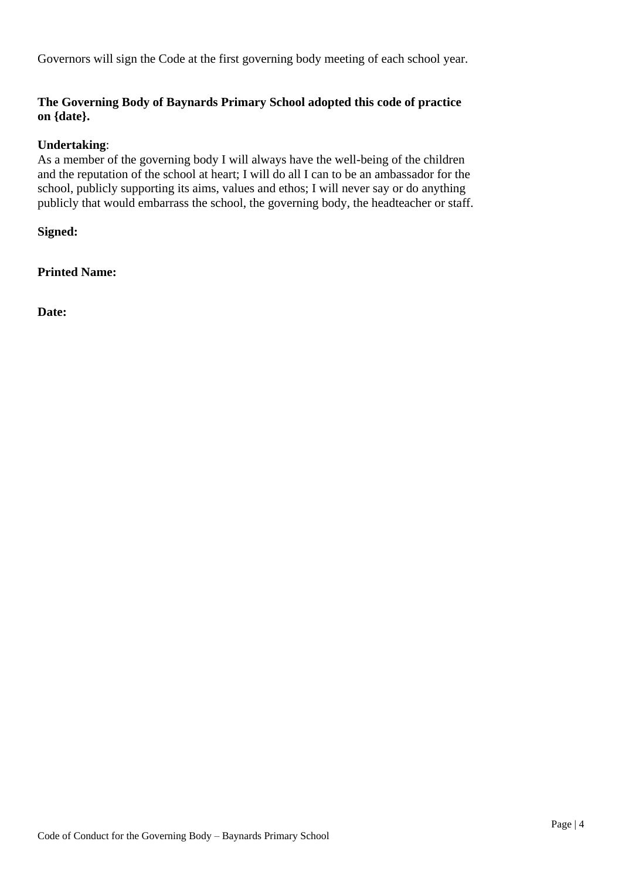Governors will sign the Code at the first governing body meeting of each school year.

**The Governing Body of Baynards Primary School adopted this code of practice on {date}.**

**Undertaking**:
As a member of the governing body I will always have the well-being of the children and the reputation of the school at heart; I will do all I can to be an ambassador for the school, publicly supporting its aims, values and ethos; I will never say or do anything publicly that would embarrass the school, the governing body, the headteacher or staff.

**Signed:**

**Printed Name:**

**Date:**